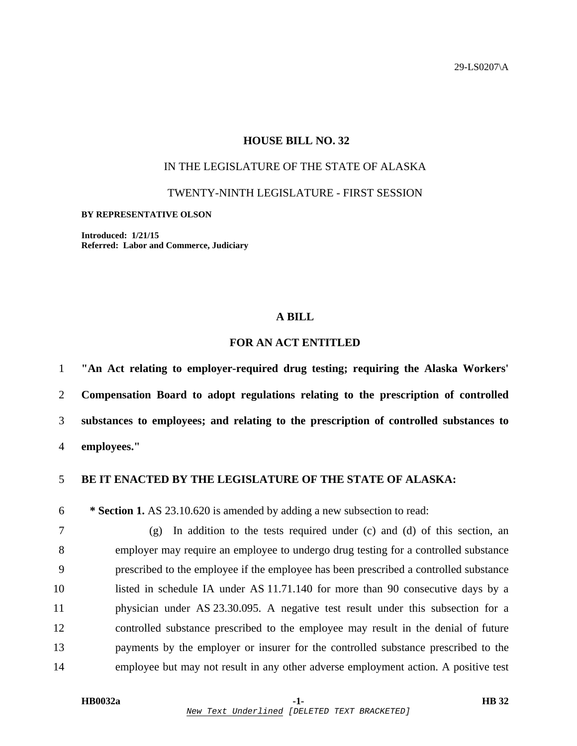29-LS0207\A

# HOUSE BILL NO. 32

IN THE LEGISLATURE OF THE STATE OF ALASKA

TWENTY-NINTH LEGISLATURE - FIRST SESSION

**BY REPRESENTATIVE OLSON**

**Introduced: 1/21/15**
**Referred: Labor and Commerce, Judiciary**

## A BILL

## FOR AN ACT ENTITLED

**"An Act relating to employer-required drug testing; requiring the Alaska Workers' Compensation Board to adopt regulations relating to the prescription of controlled substances to employees; and relating to the prescription of controlled substances to employees."**

**BE IT ENACTED BY THE LEGISLATURE OF THE STATE OF ALASKA:**

**\* Section 1.** AS 23.10.620 is amended by adding a new subsection to read:

(g) In addition to the tests required under (c) and (d) of this section, an employer may require an employee to undergo drug testing for a controlled substance prescribed to the employee if the employee has been prescribed a controlled substance listed in schedule IA under AS 11.71.140 for more than 90 consecutive days by a physician under AS 23.30.095. A negative test result under this subsection for a controlled substance prescribed to the employee may result in the denial of future payments by the employer or insurer for the controlled substance prescribed to the employee but may not result in any other adverse employment action. A positive test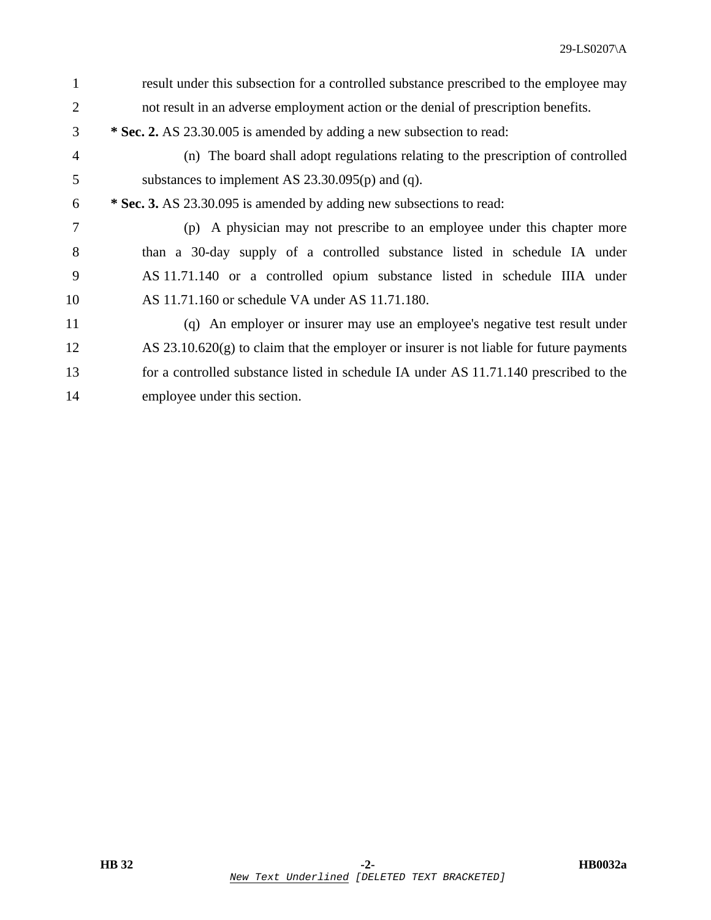result under this subsection for a controlled substance prescribed to the employee may not result in an adverse employment action or the denial of prescription benefits.

**\* Sec. 2.** AS 23.30.005 is amended by adding a new subsection to read:

(n) The board shall adopt regulations relating to the prescription of controlled substances to implement AS 23.30.095(p) and (q).

**\* Sec. 3.** AS 23.30.095 is amended by adding new subsections to read:

(p) A physician may not prescribe to an employee under this chapter more than a 30-day supply of a controlled substance listed in schedule IA under AS 11.71.140 or a controlled opium substance listed in schedule IIIA under AS 11.71.160 or schedule VA under AS 11.71.180.

(q) An employer or insurer may use an employee's negative test result under AS 23.10.620(g) to claim that the employer or insurer is not liable for future payments for a controlled substance listed in schedule IA under AS 11.71.140 prescribed to the employee under this section.